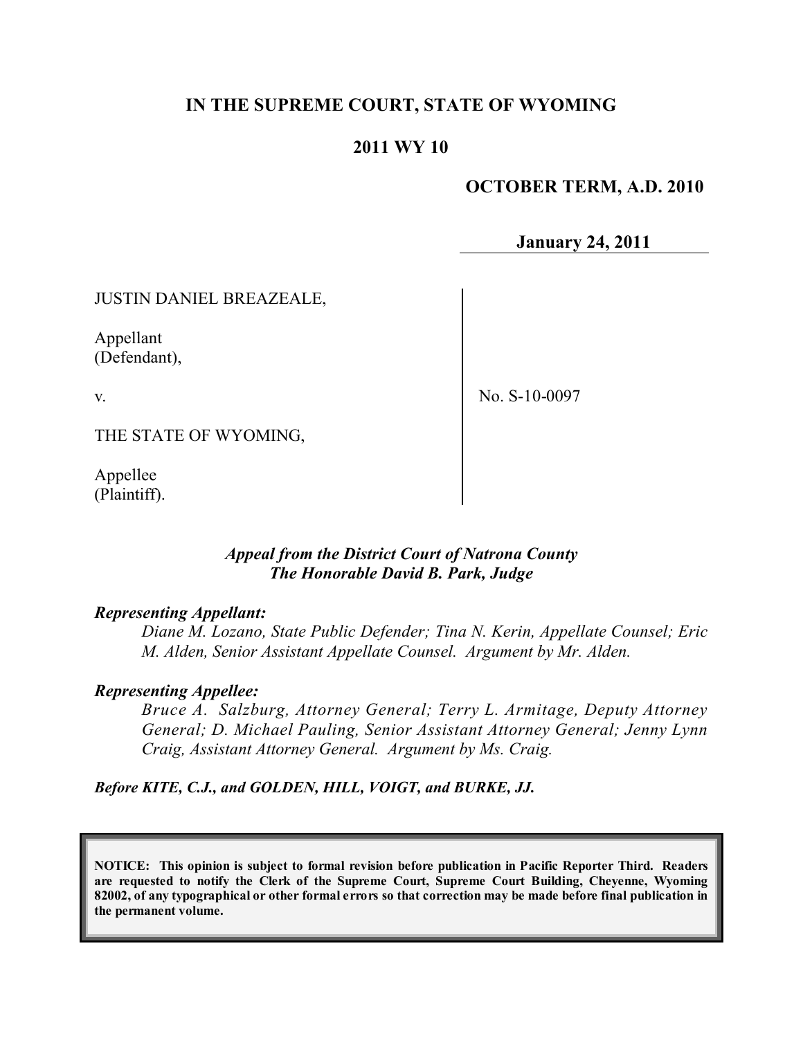# IN THE SUPREME COURT, STATE OF WYOMING

## 2011 WY 10

**OCTOBER TERM, A.D. 2010**

**January 24, 2011**

JUSTIN DANIEL BREAZEALE,

Appellant
(Defendant),

v.

THE STATE OF WYOMING,

Appellee
(Plaintiff).

No. S-10-0097

***Appeal from the District Court of Natrona County***
***The Honorable David B. Park, Judge***

***Representing Appellant:***

*Diane M. Lozano, State Public Defender; Tina N. Kerin, Appellate Counsel; Eric M. Alden, Senior Assistant Appellate Counsel. Argument by Mr. Alden.*

***Representing Appellee:***

*Bruce A. Salzburg, Attorney General; Terry L. Armitage, Deputy Attorney General; D. Michael Pauling, Senior Assistant Attorney General; Jenny Lynn Craig, Assistant Attorney General. Argument by Ms. Craig.*

***Before KITE, C.J., and GOLDEN, HILL, VOIGT, and BURKE, JJ.***

**NOTICE: This opinion is subject to formal revision before publication in Pacific Reporter Third. Readers are requested to notify the Clerk of the Supreme Court, Supreme Court Building, Cheyenne, Wyoming 82002, of any typographical or other formal errors so that correction may be made before final publication in the permanent volume.**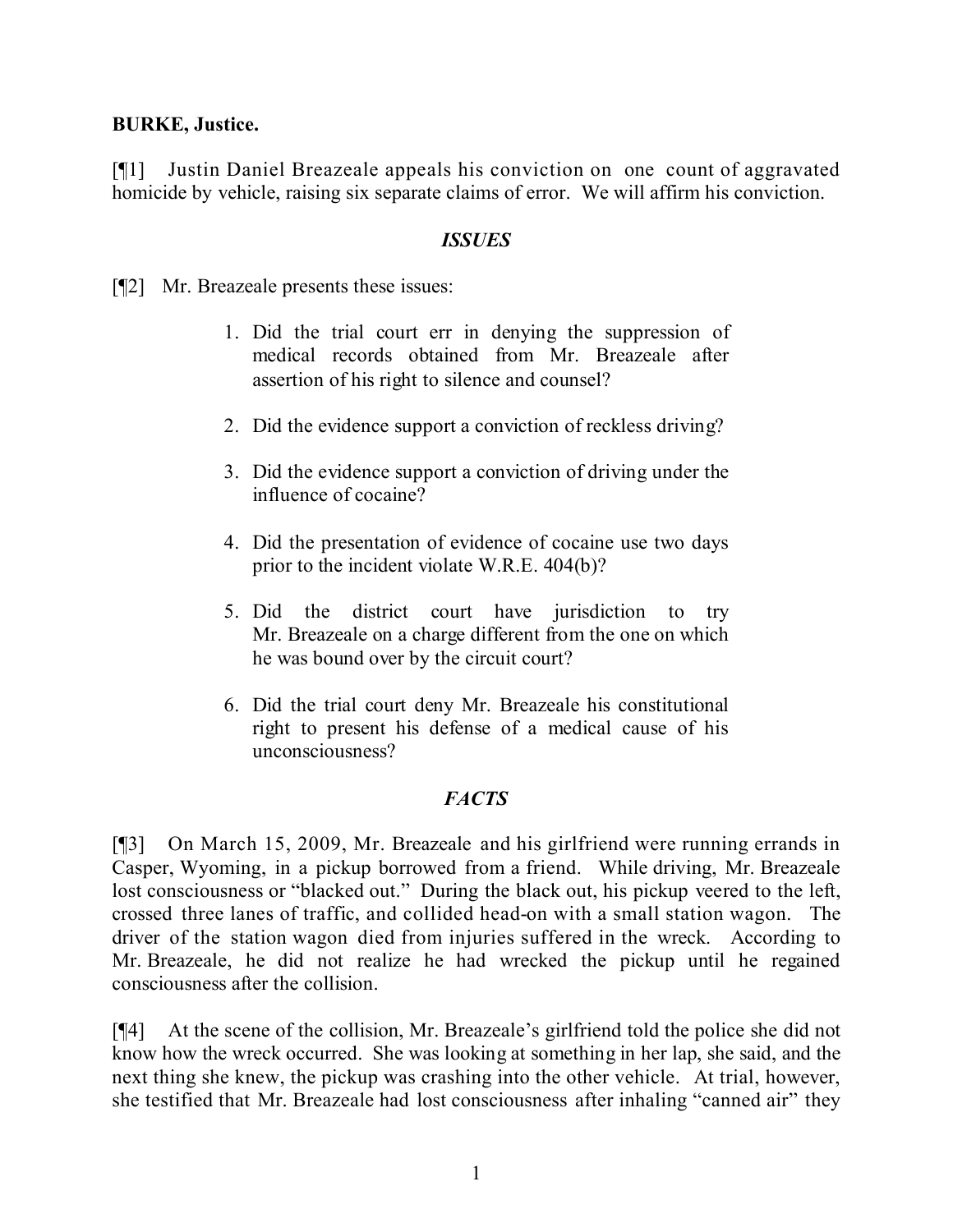**BURKE, Justice.**

[¶1] Justin Daniel Breazeale appeals his conviction on one count of aggravated homicide by vehicle, raising six separate claims of error. We will affirm his conviction.

### *ISSUES*

[¶2] Mr. Breazeale presents these issues:

> 1. Did the trial court err in denying the suppression of medical records obtained from Mr. Breazeale after assertion of his right to silence and counsel?
> 2. Did the evidence support a conviction of reckless driving?
> 3. Did the evidence support a conviction of driving under the influence of cocaine?
> 4. Did the presentation of evidence of cocaine use two days prior to the incident violate W.R.E. 404(b)?
> 5. Did the district court have jurisdiction to try Mr. Breazeale on a charge different from the one on which he was bound over by the circuit court?
> 6. Did the trial court deny Mr. Breazeale his constitutional right to present his defense of a medical cause of his unconsciousness?

### *FACTS*

[¶3] On March 15, 2009, Mr. Breazeale and his girlfriend were running errands in Casper, Wyoming, in a pickup borrowed from a friend. While driving, Mr. Breazeale lost consciousness or "blacked out." During the black out, his pickup veered to the left, crossed three lanes of traffic, and collided head-on with a small station wagon. The driver of the station wagon died from injuries suffered in the wreck. According to Mr. Breazeale, he did not realize he had wrecked the pickup until he regained consciousness after the collision.

[¶4] At the scene of the collision, Mr. Breazeale's girlfriend told the police she did not know how the wreck occurred. She was looking at something in her lap, she said, and the next thing she knew, the pickup was crashing into the other vehicle. At trial, however, she testified that Mr. Breazeale had lost consciousness after inhaling "canned air" they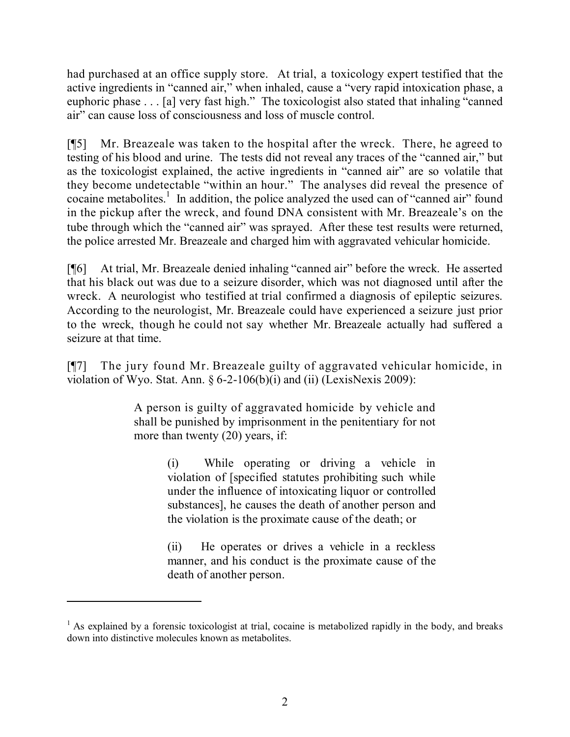had purchased at an office supply store. At trial, a toxicology expert testified that the active ingredients in "canned air," when inhaled, cause a "very rapid intoxication phase, a euphoric phase . . . [a] very fast high." The toxicologist also stated that inhaling "canned air" can cause loss of consciousness and loss of muscle control.

[¶5] Mr. Breazeale was taken to the hospital after the wreck. There, he agreed to testing of his blood and urine. The tests did not reveal any traces of the "canned air," but as the toxicologist explained, the active ingredients in "canned air" are so volatile that they become undetectable "within an hour." The analyses did reveal the presence of cocaine metabolites.[1] In addition, the police analyzed the used can of "canned air" found in the pickup after the wreck, and found DNA consistent with Mr. Breazeale's on the tube through which the "canned air" was sprayed. After these test results were returned, the police arrested Mr. Breazeale and charged him with aggravated vehicular homicide.

[¶6] At trial, Mr. Breazeale denied inhaling "canned air" before the wreck. He asserted that his black out was due to a seizure disorder, which was not diagnosed until after the wreck. A neurologist who testified at trial confirmed a diagnosis of epileptic seizures. According to the neurologist, Mr. Breazeale could have experienced a seizure just prior to the wreck, though he could not say whether Mr. Breazeale actually had suffered a seizure at that time.

[¶7] The jury found Mr. Breazeale guilty of aggravated vehicular homicide, in violation of Wyo. Stat. Ann. § 6-2-106(b)(i) and (ii) (LexisNexis 2009):

> A person is guilty of aggravated homicide by vehicle and shall be punished by imprisonment in the penitentiary for not more than twenty (20) years, if:
>
> > (i) While operating or driving a vehicle in violation of [specified statutes prohibiting such while under the influence of intoxicating liquor or controlled substances], he causes the death of another person and the violation is the proximate cause of the death; or
> >
> > (ii) He operates or drives a vehicle in a reckless manner, and his conduct is the proximate cause of the death of another person.

---

[1] As explained by a forensic toxicologist at trial, cocaine is metabolized rapidly in the body, and breaks down into distinctive molecules known as metabolites.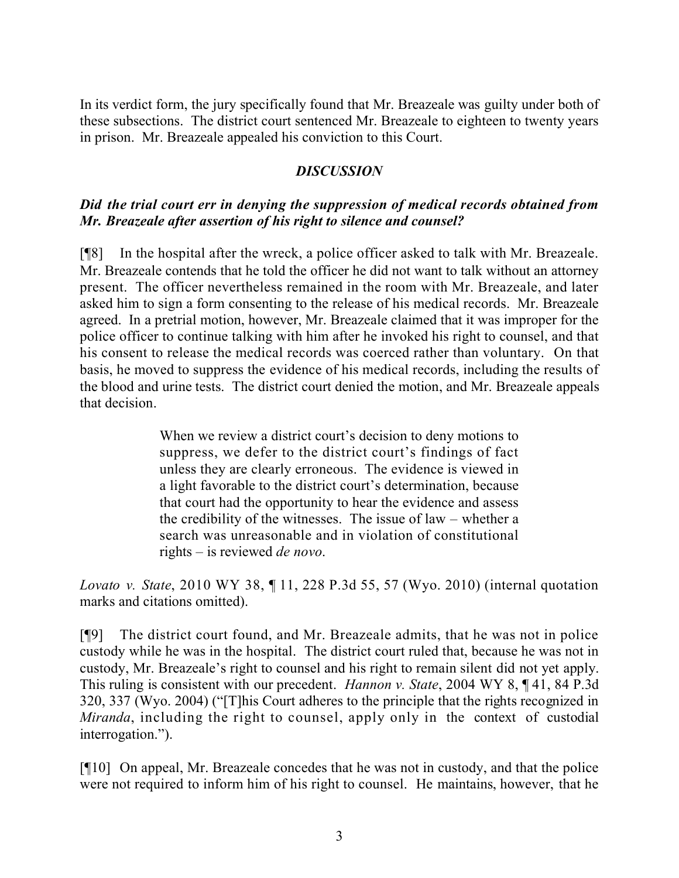In its verdict form, the jury specifically found that Mr. Breazeale was guilty under both of these subsections. The district court sentenced Mr. Breazeale to eighteen to twenty years in prison. Mr. Breazeale appealed his conviction to this Court.

### *DISCUSSION*

### *Did the trial court err in denying the suppression of medical records obtained from Mr. Breazeale after assertion of his right to silence and counsel?*

[¶8] In the hospital after the wreck, a police officer asked to talk with Mr. Breazeale. Mr. Breazeale contends that he told the officer he did not want to talk without an attorney present. The officer nevertheless remained in the room with Mr. Breazeale, and later asked him to sign a form consenting to the release of his medical records. Mr. Breazeale agreed. In a pretrial motion, however, Mr. Breazeale claimed that it was improper for the police officer to continue talking with him after he invoked his right to counsel, and that his consent to release the medical records was coerced rather than voluntary. On that basis, he moved to suppress the evidence of his medical records, including the results of the blood and urine tests. The district court denied the motion, and Mr. Breazeale appeals that decision.

> When we review a district court's decision to deny motions to suppress, we defer to the district court's findings of fact unless they are clearly erroneous. The evidence is viewed in a light favorable to the district court's determination, because that court had the opportunity to hear the evidence and assess the credibility of the witnesses. The issue of law – whether a search was unreasonable and in violation of constitutional rights – is reviewed *de novo*.

*Lovato v. State*, 2010 WY 38, ¶ 11, 228 P.3d 55, 57 (Wyo. 2010) (internal quotation marks and citations omitted).

[¶9] The district court found, and Mr. Breazeale admits, that he was not in police custody while he was in the hospital. The district court ruled that, because he was not in custody, Mr. Breazeale's right to counsel and his right to remain silent did not yet apply. This ruling is consistent with our precedent. *Hannon v. State*, 2004 WY 8, ¶ 41, 84 P.3d 320, 337 (Wyo. 2004) ("[T]his Court adheres to the principle that the rights recognized in *Miranda*, including the right to counsel, apply only in the context of custodial interrogation.").

[¶10] On appeal, Mr. Breazeale concedes that he was not in custody, and that the police were not required to inform him of his right to counsel. He maintains, however, that he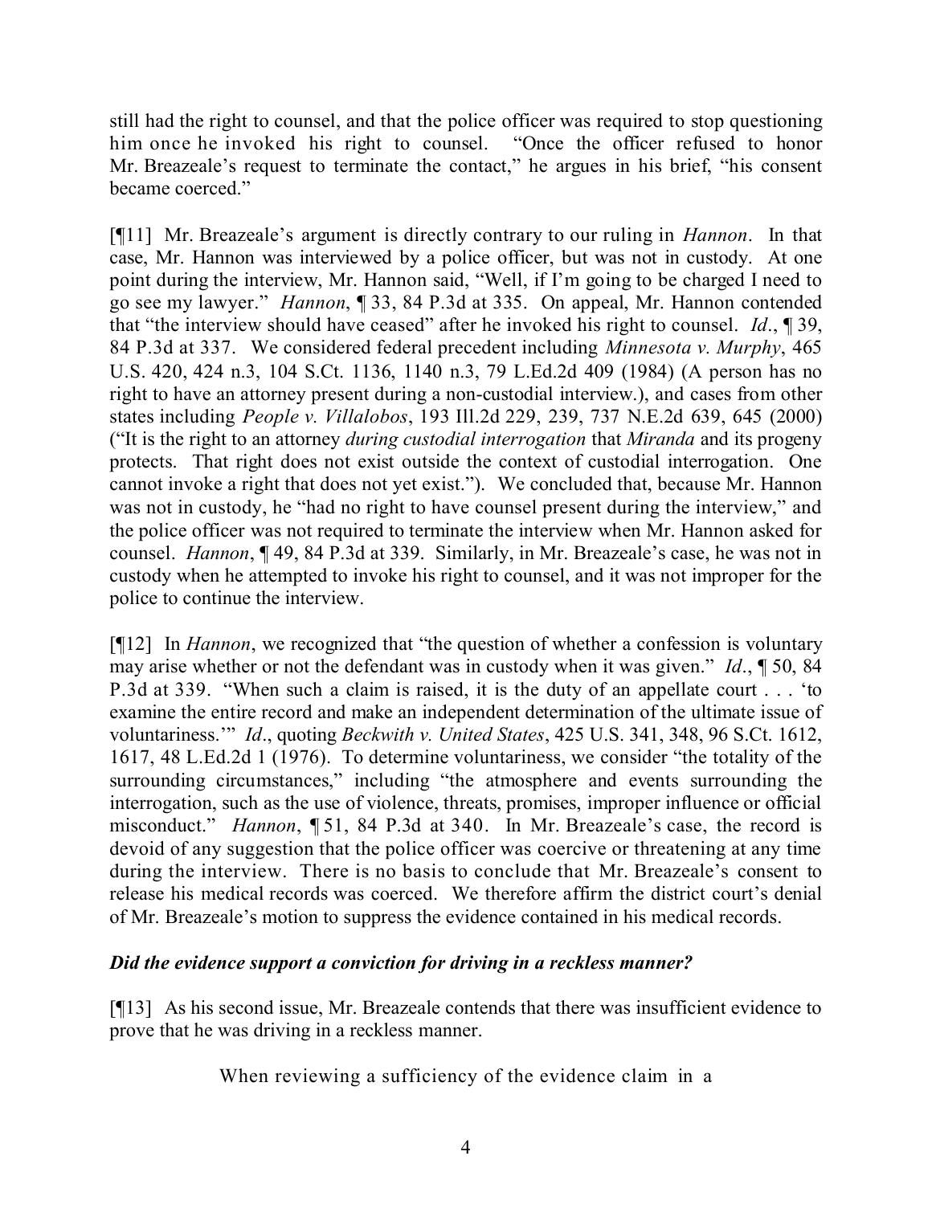still had the right to counsel, and that the police officer was required to stop questioning him once he invoked his right to counsel. "Once the officer refused to honor Mr. Breazeale's request to terminate the contact," he argues in his brief, "his consent became coerced."

[¶11] Mr. Breazeale's argument is directly contrary to our ruling in *Hannon*. In that case, Mr. Hannon was interviewed by a police officer, but was not in custody. At one point during the interview, Mr. Hannon said, "Well, if I'm going to be charged I need to go see my lawyer." *Hannon*, ¶ 33, 84 P.3d at 335. On appeal, Mr. Hannon contended that "the interview should have ceased" after he invoked his right to counsel. *Id*., ¶ 39, 84 P.3d at 337. We considered federal precedent including *Minnesota v. Murphy*, 465 U.S. 420, 424 n.3, 104 S.Ct. 1136, 1140 n.3, 79 L.Ed.2d 409 (1984) (A person has no right to have an attorney present during a non-custodial interview.), and cases from other states including *People v. Villalobos*, 193 Ill.2d 229, 239, 737 N.E.2d 639, 645 (2000) ("It is the right to an attorney *during custodial interrogation* that *Miranda* and its progeny protects. That right does not exist outside the context of custodial interrogation. One cannot invoke a right that does not yet exist."). We concluded that, because Mr. Hannon was not in custody, he "had no right to have counsel present during the interview," and the police officer was not required to terminate the interview when Mr. Hannon asked for counsel. *Hannon*, ¶ 49, 84 P.3d at 339. Similarly, in Mr. Breazeale's case, he was not in custody when he attempted to invoke his right to counsel, and it was not improper for the police to continue the interview.

[¶12] In *Hannon*, we recognized that "the question of whether a confession is voluntary may arise whether or not the defendant was in custody when it was given." *Id*., ¶ 50, 84 P.3d at 339. "When such a claim is raised, it is the duty of an appellate court . . . 'to examine the entire record and make an independent determination of the ultimate issue of voluntariness.'" *Id*., quoting *Beckwith v. United States*, 425 U.S. 341, 348, 96 S.Ct. 1612, 1617, 48 L.Ed.2d 1 (1976). To determine voluntariness, we consider "the totality of the surrounding circumstances," including "the atmosphere and events surrounding the interrogation, such as the use of violence, threats, promises, improper influence or official misconduct." *Hannon*, ¶ 51, 84 P.3d at 340. In Mr. Breazeale's case, the record is devoid of any suggestion that the police officer was coercive or threatening at any time during the interview. There is no basis to conclude that Mr. Breazeale's consent to release his medical records was coerced. We therefore affirm the district court's denial of Mr. Breazeale's motion to suppress the evidence contained in his medical records.

***Did the evidence support a conviction for driving in a reckless manner?***

[¶13] As his second issue, Mr. Breazeale contends that there was insufficient evidence to prove that he was driving in a reckless manner.

> When reviewing a sufficiency of the evidence claim in a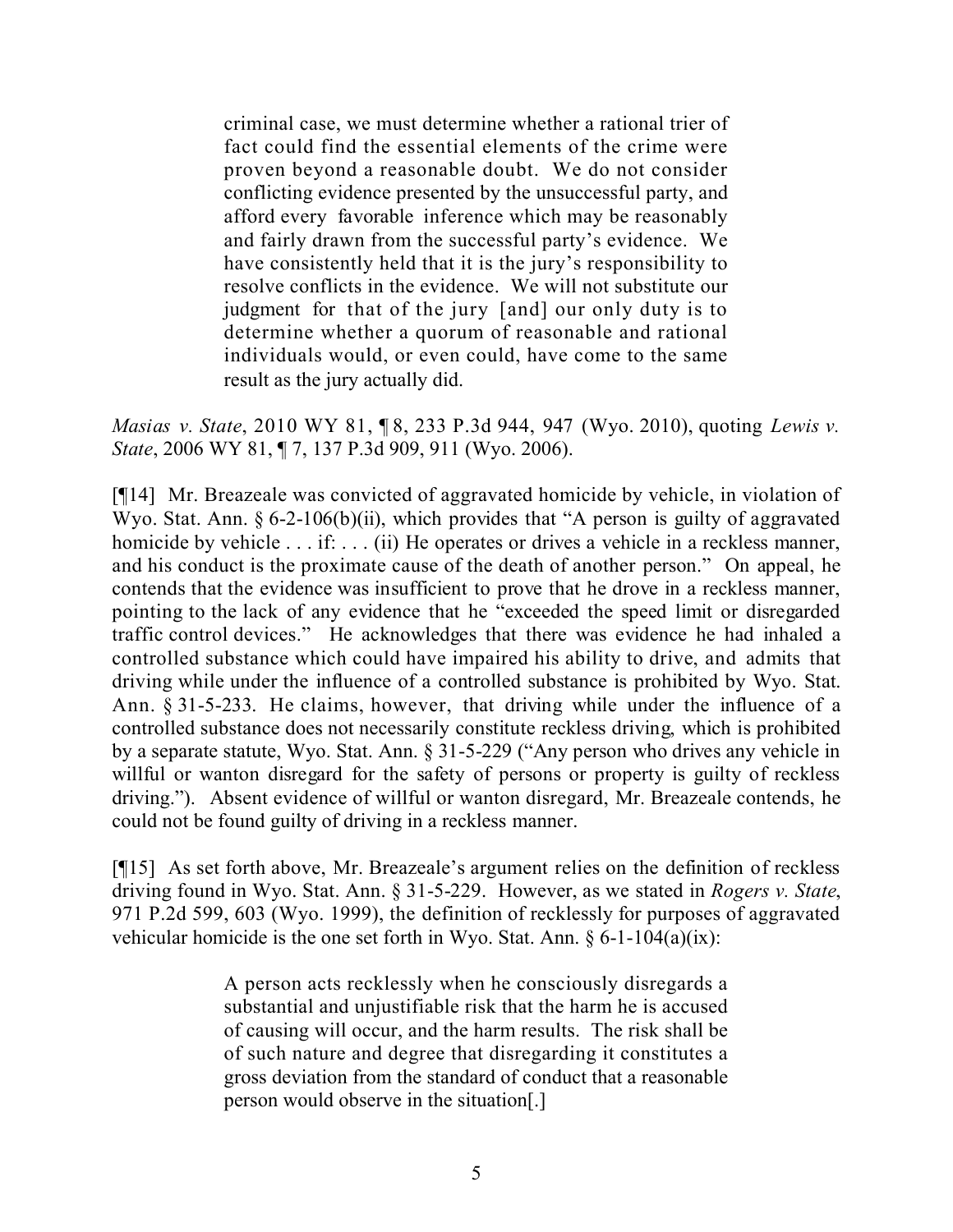> criminal case, we must determine whether a rational trier of fact could find the essential elements of the crime were proven beyond a reasonable doubt. We do not consider conflicting evidence presented by the unsuccessful party, and afford every favorable inference which may be reasonably and fairly drawn from the successful party's evidence. We have consistently held that it is the jury's responsibility to resolve conflicts in the evidence. We will not substitute our judgment for that of the jury [and] our only duty is to determine whether a quorum of reasonable and rational individuals would, or even could, have come to the same result as the jury actually did.

*Masias v. State*, 2010 WY 81, ¶ 8, 233 P.3d 944, 947 (Wyo. 2010), quoting *Lewis v. State*, 2006 WY 81, ¶ 7, 137 P.3d 909, 911 (Wyo. 2006).

[¶14] Mr. Breazeale was convicted of aggravated homicide by vehicle, in violation of Wyo. Stat. Ann. § 6-2-106(b)(ii), which provides that "A person is guilty of aggravated homicide by vehicle . . . if: . . . (ii) He operates or drives a vehicle in a reckless manner, and his conduct is the proximate cause of the death of another person." On appeal, he contends that the evidence was insufficient to prove that he drove in a reckless manner, pointing to the lack of any evidence that he "exceeded the speed limit or disregarded traffic control devices." He acknowledges that there was evidence he had inhaled a controlled substance which could have impaired his ability to drive, and admits that driving while under the influence of a controlled substance is prohibited by Wyo. Stat. Ann. § 31-5-233. He claims, however, that driving while under the influence of a controlled substance does not necessarily constitute reckless driving, which is prohibited by a separate statute, Wyo. Stat. Ann. § 31-5-229 ("Any person who drives any vehicle in willful or wanton disregard for the safety of persons or property is guilty of reckless driving."). Absent evidence of willful or wanton disregard, Mr. Breazeale contends, he could not be found guilty of driving in a reckless manner.

[¶15] As set forth above, Mr. Breazeale's argument relies on the definition of reckless driving found in Wyo. Stat. Ann. § 31-5-229. However, as we stated in *Rogers v. State*, 971 P.2d 599, 603 (Wyo. 1999), the definition of recklessly for purposes of aggravated vehicular homicide is the one set forth in Wyo. Stat. Ann. § 6-1-104(a)(ix):

> A person acts recklessly when he consciously disregards a substantial and unjustifiable risk that the harm he is accused of causing will occur, and the harm results. The risk shall be of such nature and degree that disregarding it constitutes a gross deviation from the standard of conduct that a reasonable person would observe in the situation[.]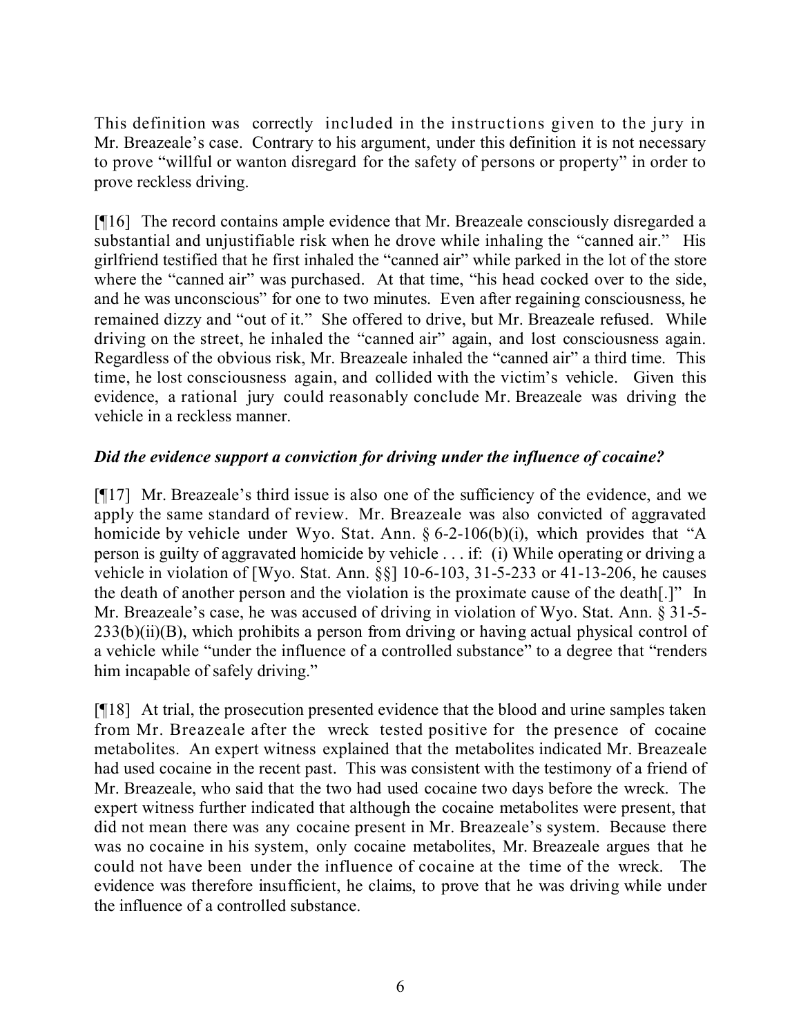This definition was correctly included in the instructions given to the jury in Mr. Breazeale's case. Contrary to his argument, under this definition it is not necessary to prove "willful or wanton disregard for the safety of persons or property" in order to prove reckless driving.

[¶16] The record contains ample evidence that Mr. Breazeale consciously disregarded a substantial and unjustifiable risk when he drove while inhaling the "canned air." His girlfriend testified that he first inhaled the "canned air" while parked in the lot of the store where the "canned air" was purchased. At that time, "his head cocked over to the side, and he was unconscious" for one to two minutes. Even after regaining consciousness, he remained dizzy and "out of it." She offered to drive, but Mr. Breazeale refused. While driving on the street, he inhaled the "canned air" again, and lost consciousness again. Regardless of the obvious risk, Mr. Breazeale inhaled the "canned air" a third time. This time, he lost consciousness again, and collided with the victim's vehicle. Given this evidence, a rational jury could reasonably conclude Mr. Breazeale was driving the vehicle in a reckless manner.

### *Did the evidence support a conviction for driving under the influence of cocaine?*

[¶17] Mr. Breazeale's third issue is also one of the sufficiency of the evidence, and we apply the same standard of review. Mr. Breazeale was also convicted of aggravated homicide by vehicle under Wyo. Stat. Ann. § 6-2-106(b)(i), which provides that "A person is guilty of aggravated homicide by vehicle . . . if: (i) While operating or driving a vehicle in violation of [Wyo. Stat. Ann. §§] 10-6-103, 31-5-233 or 41-13-206, he causes the death of another person and the violation is the proximate cause of the death[.]" In Mr. Breazeale's case, he was accused of driving in violation of Wyo. Stat. Ann. § 31-5-233(b)(ii)(B), which prohibits a person from driving or having actual physical control of a vehicle while "under the influence of a controlled substance" to a degree that "renders him incapable of safely driving."

[¶18] At trial, the prosecution presented evidence that the blood and urine samples taken from Mr. Breazeale after the wreck tested positive for the presence of cocaine metabolites. An expert witness explained that the metabolites indicated Mr. Breazeale had used cocaine in the recent past. This was consistent with the testimony of a friend of Mr. Breazeale, who said that the two had used cocaine two days before the wreck. The expert witness further indicated that although the cocaine metabolites were present, that did not mean there was any cocaine present in Mr. Breazeale's system. Because there was no cocaine in his system, only cocaine metabolites, Mr. Breazeale argues that he could not have been under the influence of cocaine at the time of the wreck. The evidence was therefore insufficient, he claims, to prove that he was driving while under the influence of a controlled substance.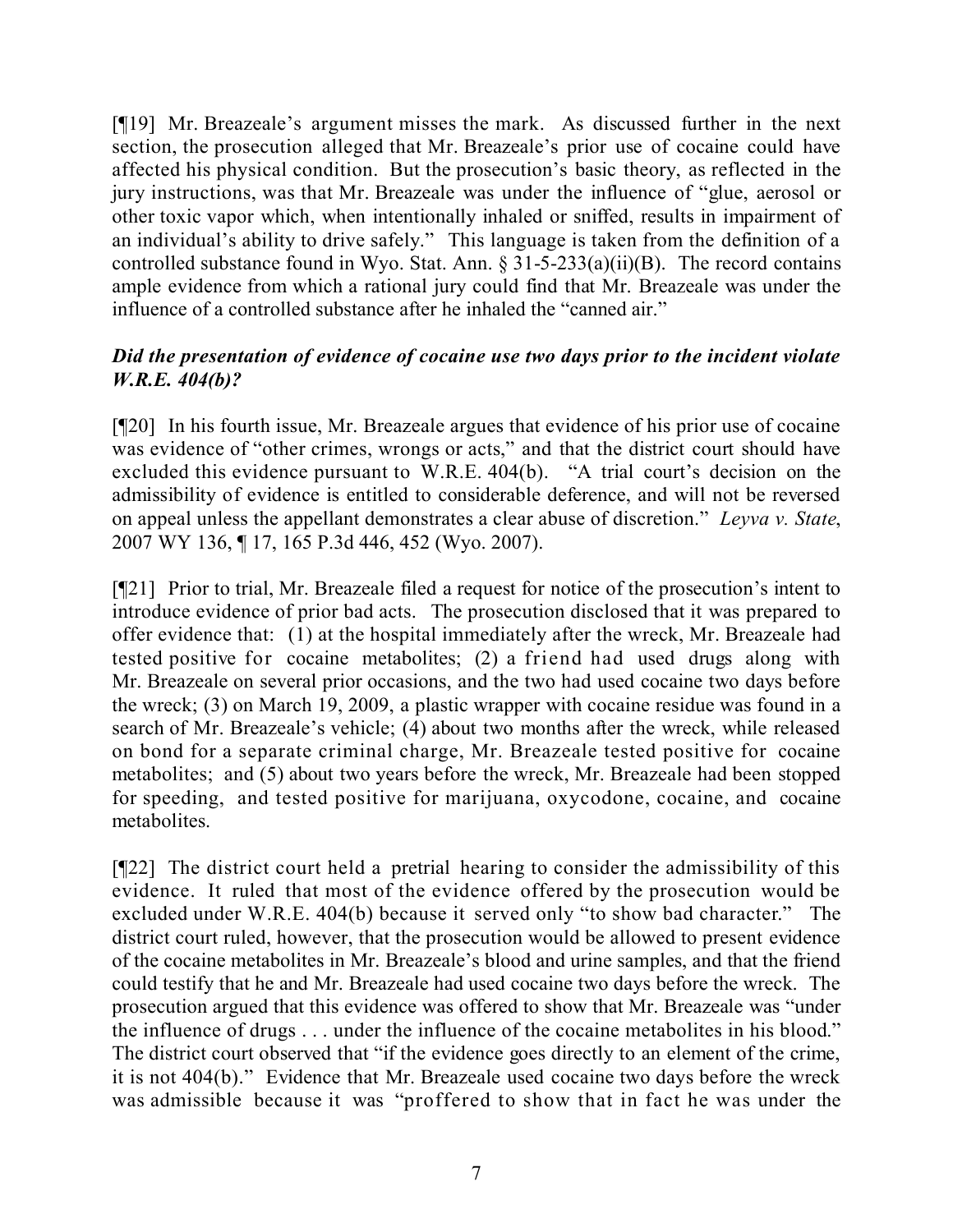[¶19] Mr. Breazeale's argument misses the mark. As discussed further in the next section, the prosecution alleged that Mr. Breazeale's prior use of cocaine could have affected his physical condition. But the prosecution's basic theory, as reflected in the jury instructions, was that Mr. Breazeale was under the influence of "glue, aerosol or other toxic vapor which, when intentionally inhaled or sniffed, results in impairment of an individual's ability to drive safely." This language is taken from the definition of a controlled substance found in Wyo. Stat. Ann. § 31-5-233(a)(ii)(B). The record contains ample evidence from which a rational jury could find that Mr. Breazeale was under the influence of a controlled substance after he inhaled the "canned air."

### *Did the presentation of evidence of cocaine use two days prior to the incident violate W.R.E. 404(b)?*

[¶20] In his fourth issue, Mr. Breazeale argues that evidence of his prior use of cocaine was evidence of "other crimes, wrongs or acts," and that the district court should have excluded this evidence pursuant to W.R.E. 404(b). "A trial court's decision on the admissibility of evidence is entitled to considerable deference, and will not be reversed on appeal unless the appellant demonstrates a clear abuse of discretion." *Leyva v. State*, 2007 WY 136, ¶ 17, 165 P.3d 446, 452 (Wyo. 2007).

[¶21] Prior to trial, Mr. Breazeale filed a request for notice of the prosecution's intent to introduce evidence of prior bad acts. The prosecution disclosed that it was prepared to offer evidence that: (1) at the hospital immediately after the wreck, Mr. Breazeale had tested positive for cocaine metabolites; (2) a friend had used drugs along with Mr. Breazeale on several prior occasions, and the two had used cocaine two days before the wreck; (3) on March 19, 2009, a plastic wrapper with cocaine residue was found in a search of Mr. Breazeale's vehicle; (4) about two months after the wreck, while released on bond for a separate criminal charge, Mr. Breazeale tested positive for cocaine metabolites; and (5) about two years before the wreck, Mr. Breazeale had been stopped for speeding, and tested positive for marijuana, oxycodone, cocaine, and cocaine metabolites.

[¶22] The district court held a pretrial hearing to consider the admissibility of this evidence. It ruled that most of the evidence offered by the prosecution would be excluded under W.R.E. 404(b) because it served only "to show bad character." The district court ruled, however, that the prosecution would be allowed to present evidence of the cocaine metabolites in Mr. Breazeale's blood and urine samples, and that the friend could testify that he and Mr. Breazeale had used cocaine two days before the wreck. The prosecution argued that this evidence was offered to show that Mr. Breazeale was "under the influence of drugs . . . under the influence of the cocaine metabolites in his blood." The district court observed that "if the evidence goes directly to an element of the crime, it is not 404(b)." Evidence that Mr. Breazeale used cocaine two days before the wreck was admissible because it was "proffered to show that in fact he was under the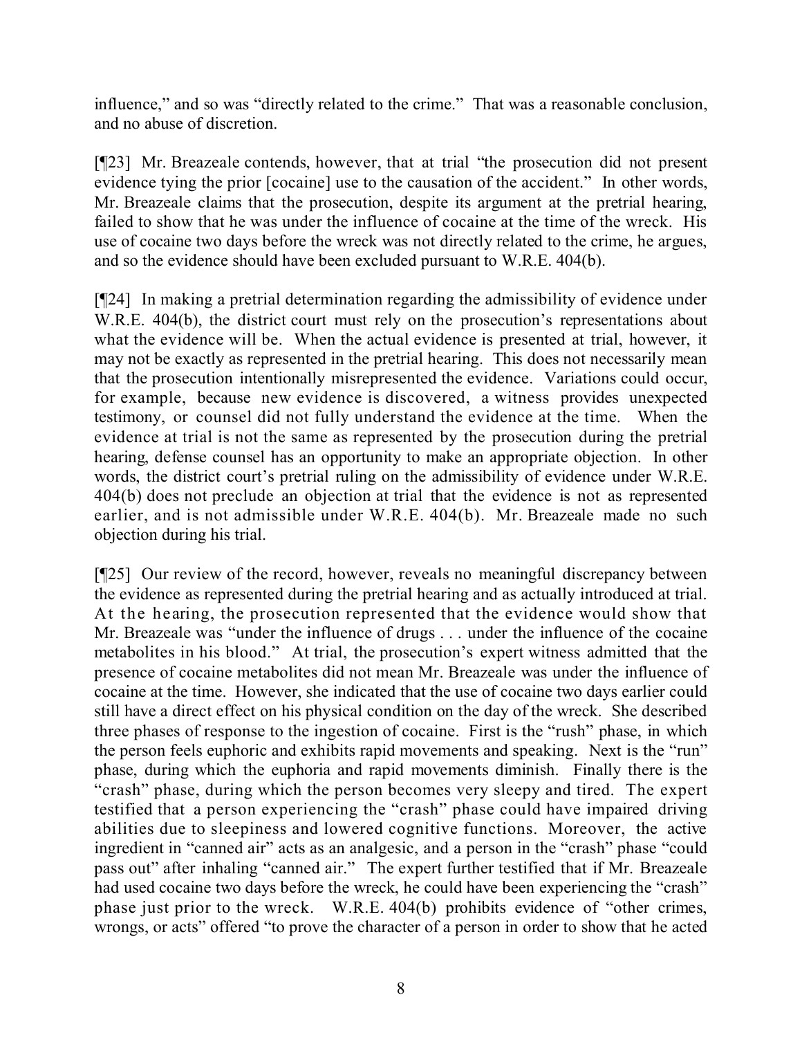influence," and so was "directly related to the crime." That was a reasonable conclusion, and no abuse of discretion.

[¶23] Mr. Breazeale contends, however, that at trial "the prosecution did not present evidence tying the prior [cocaine] use to the causation of the accident." In other words, Mr. Breazeale claims that the prosecution, despite its argument at the pretrial hearing, failed to show that he was under the influence of cocaine at the time of the wreck. His use of cocaine two days before the wreck was not directly related to the crime, he argues, and so the evidence should have been excluded pursuant to W.R.E. 404(b).

[¶24] In making a pretrial determination regarding the admissibility of evidence under W.R.E. 404(b), the district court must rely on the prosecution's representations about what the evidence will be. When the actual evidence is presented at trial, however, it may not be exactly as represented in the pretrial hearing. This does not necessarily mean that the prosecution intentionally misrepresented the evidence. Variations could occur, for example, because new evidence is discovered, a witness provides unexpected testimony, or counsel did not fully understand the evidence at the time. When the evidence at trial is not the same as represented by the prosecution during the pretrial hearing, defense counsel has an opportunity to make an appropriate objection. In other words, the district court's pretrial ruling on the admissibility of evidence under W.R.E. 404(b) does not preclude an objection at trial that the evidence is not as represented earlier, and is not admissible under W.R.E. 404(b). Mr. Breazeale made no such objection during his trial.

[¶25] Our review of the record, however, reveals no meaningful discrepancy between the evidence as represented during the pretrial hearing and as actually introduced at trial. At the hearing, the prosecution represented that the evidence would show that Mr. Breazeale was "under the influence of drugs . . . under the influence of the cocaine metabolites in his blood." At trial, the prosecution's expert witness admitted that the presence of cocaine metabolites did not mean Mr. Breazeale was under the influence of cocaine at the time. However, she indicated that the use of cocaine two days earlier could still have a direct effect on his physical condition on the day of the wreck. She described three phases of response to the ingestion of cocaine. First is the "rush" phase, in which the person feels euphoric and exhibits rapid movements and speaking. Next is the "run" phase, during which the euphoria and rapid movements diminish. Finally there is the "crash" phase, during which the person becomes very sleepy and tired. The expert testified that a person experiencing the "crash" phase could have impaired driving abilities due to sleepiness and lowered cognitive functions. Moreover, the active ingredient in "canned air" acts as an analgesic, and a person in the "crash" phase "could pass out" after inhaling "canned air." The expert further testified that if Mr. Breazeale had used cocaine two days before the wreck, he could have been experiencing the "crash" phase just prior to the wreck. W.R.E. 404(b) prohibits evidence of "other crimes, wrongs, or acts" offered "to prove the character of a person in order to show that he acted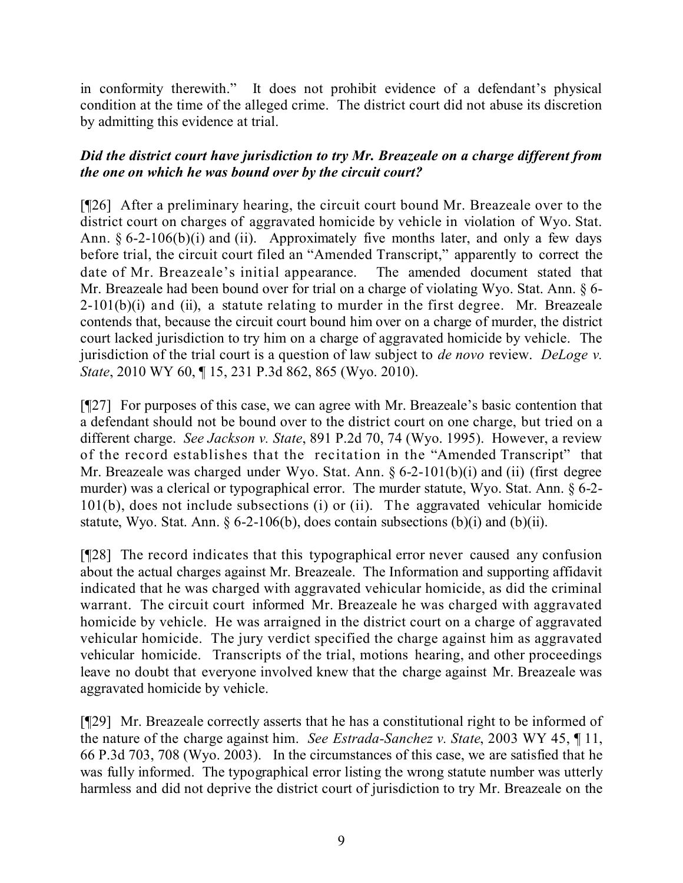in conformity therewith." It does not prohibit evidence of a defendant's physical condition at the time of the alleged crime. The district court did not abuse its discretion by admitting this evidence at trial.

### *Did the district court have jurisdiction to try Mr. Breazeale on a charge different from the one on which he was bound over by the circuit court?*

[¶26] After a preliminary hearing, the circuit court bound Mr. Breazeale over to the district court on charges of aggravated homicide by vehicle in violation of Wyo. Stat. Ann. § 6-2-106(b)(i) and (ii). Approximately five months later, and only a few days before trial, the circuit court filed an "Amended Transcript," apparently to correct the date of Mr. Breazeale's initial appearance. The amended document stated that Mr. Breazeale had been bound over for trial on a charge of violating Wyo. Stat. Ann. § 6-2-101(b)(i) and (ii), a statute relating to murder in the first degree. Mr. Breazeale contends that, because the circuit court bound him over on a charge of murder, the district court lacked jurisdiction to try him on a charge of aggravated homicide by vehicle. The jurisdiction of the trial court is a question of law subject to *de novo* review. *DeLoge v. State*, 2010 WY 60, ¶ 15, 231 P.3d 862, 865 (Wyo. 2010).

[¶27] For purposes of this case, we can agree with Mr. Breazeale's basic contention that a defendant should not be bound over to the district court on one charge, but tried on a different charge. *See Jackson v. State*, 891 P.2d 70, 74 (Wyo. 1995). However, a review of the record establishes that the recitation in the "Amended Transcript" that Mr. Breazeale was charged under Wyo. Stat. Ann. § 6-2-101(b)(i) and (ii) (first degree murder) was a clerical or typographical error. The murder statute, Wyo. Stat. Ann. § 6-2-101(b), does not include subsections (i) or (ii). The aggravated vehicular homicide statute, Wyo. Stat. Ann. § 6-2-106(b), does contain subsections (b)(i) and (b)(ii).

[¶28] The record indicates that this typographical error never caused any confusion about the actual charges against Mr. Breazeale. The Information and supporting affidavit indicated that he was charged with aggravated vehicular homicide, as did the criminal warrant. The circuit court informed Mr. Breazeale he was charged with aggravated homicide by vehicle. He was arraigned in the district court on a charge of aggravated vehicular homicide. The jury verdict specified the charge against him as aggravated vehicular homicide. Transcripts of the trial, motions hearing, and other proceedings leave no doubt that everyone involved knew that the charge against Mr. Breazeale was aggravated homicide by vehicle.

[¶29] Mr. Breazeale correctly asserts that he has a constitutional right to be informed of the nature of the charge against him. *See Estrada-Sanchez v. State*, 2003 WY 45, ¶ 11, 66 P.3d 703, 708 (Wyo. 2003). In the circumstances of this case, we are satisfied that he was fully informed. The typographical error listing the wrong statute number was utterly harmless and did not deprive the district court of jurisdiction to try Mr. Breazeale on the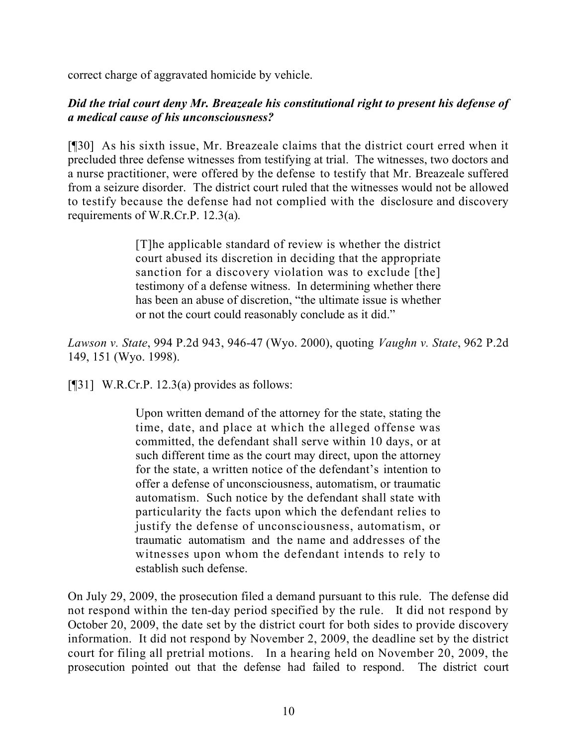correct charge of aggravated homicide by vehicle.

***Did the trial court deny Mr. Breazeale his constitutional right to present his defense of a medical cause of his unconsciousness?***

[¶30] As his sixth issue, Mr. Breazeale claims that the district court erred when it precluded three defense witnesses from testifying at trial. The witnesses, two doctors and a nurse practitioner, were offered by the defense to testify that Mr. Breazeale suffered from a seizure disorder. The district court ruled that the witnesses would not be allowed to testify because the defense had not complied with the disclosure and discovery requirements of W.R.Cr.P. 12.3(a).

> [T]he applicable standard of review is whether the district court abused its discretion in deciding that the appropriate sanction for a discovery violation was to exclude [the] testimony of a defense witness. In determining whether there has been an abuse of discretion, "the ultimate issue is whether or not the court could reasonably conclude as it did."

*Lawson v. State*, 994 P.2d 943, 946-47 (Wyo. 2000), quoting *Vaughn v. State*, 962 P.2d 149, 151 (Wyo. 1998).

[¶31] W.R.Cr.P. 12.3(a) provides as follows:

> Upon written demand of the attorney for the state, stating the time, date, and place at which the alleged offense was committed, the defendant shall serve within 10 days, or at such different time as the court may direct, upon the attorney for the state, a written notice of the defendant's intention to offer a defense of unconsciousness, automatism, or traumatic automatism. Such notice by the defendant shall state with particularity the facts upon which the defendant relies to justify the defense of unconsciousness, automatism, or traumatic automatism and the name and addresses of the witnesses upon whom the defendant intends to rely to establish such defense.

On July 29, 2009, the prosecution filed a demand pursuant to this rule. The defense did not respond within the ten-day period specified by the rule. It did not respond by October 20, 2009, the date set by the district court for both sides to provide discovery information. It did not respond by November 2, 2009, the deadline set by the district court for filing all pretrial motions. In a hearing held on November 20, 2009, the prosecution pointed out that the defense had failed to respond. The district court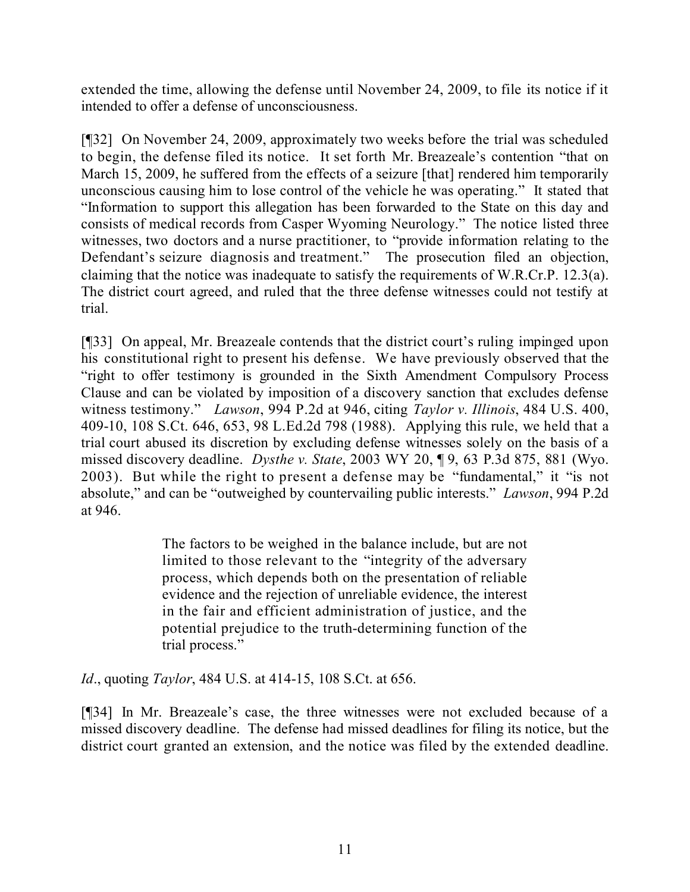extended the time, allowing the defense until November 24, 2009, to file its notice if it intended to offer a defense of unconsciousness.

[¶32] On November 24, 2009, approximately two weeks before the trial was scheduled to begin, the defense filed its notice. It set forth Mr. Breazeale's contention "that on March 15, 2009, he suffered from the effects of a seizure [that] rendered him temporarily unconscious causing him to lose control of the vehicle he was operating." It stated that "Information to support this allegation has been forwarded to the State on this day and consists of medical records from Casper Wyoming Neurology." The notice listed three witnesses, two doctors and a nurse practitioner, to "provide information relating to the Defendant's seizure diagnosis and treatment." The prosecution filed an objection, claiming that the notice was inadequate to satisfy the requirements of W.R.Cr.P. 12.3(a). The district court agreed, and ruled that the three defense witnesses could not testify at trial.

[¶33] On appeal, Mr. Breazeale contends that the district court's ruling impinged upon his constitutional right to present his defense. We have previously observed that the "right to offer testimony is grounded in the Sixth Amendment Compulsory Process Clause and can be violated by imposition of a discovery sanction that excludes defense witness testimony." *Lawson*, 994 P.2d at 946, citing *Taylor v. Illinois*, 484 U.S. 400, 409-10, 108 S.Ct. 646, 653, 98 L.Ed.2d 798 (1988). Applying this rule, we held that a trial court abused its discretion by excluding defense witnesses solely on the basis of a missed discovery deadline. *Dysthe v. State*, 2003 WY 20, ¶ 9, 63 P.3d 875, 881 (Wyo. 2003). But while the right to present a defense may be "fundamental," it "is not absolute," and can be "outweighed by countervailing public interests." *Lawson*, 994 P.2d at 946.

> The factors to be weighed in the balance include, but are not limited to those relevant to the "integrity of the adversary process, which depends both on the presentation of reliable evidence and the rejection of unreliable evidence, the interest in the fair and efficient administration of justice, and the potential prejudice to the truth-determining function of the trial process."

*Id*., quoting *Taylor*, 484 U.S. at 414-15, 108 S.Ct. at 656.

[¶34] In Mr. Breazeale's case, the three witnesses were not excluded because of a missed discovery deadline. The defense had missed deadlines for filing its notice, but the district court granted an extension, and the notice was filed by the extended deadline.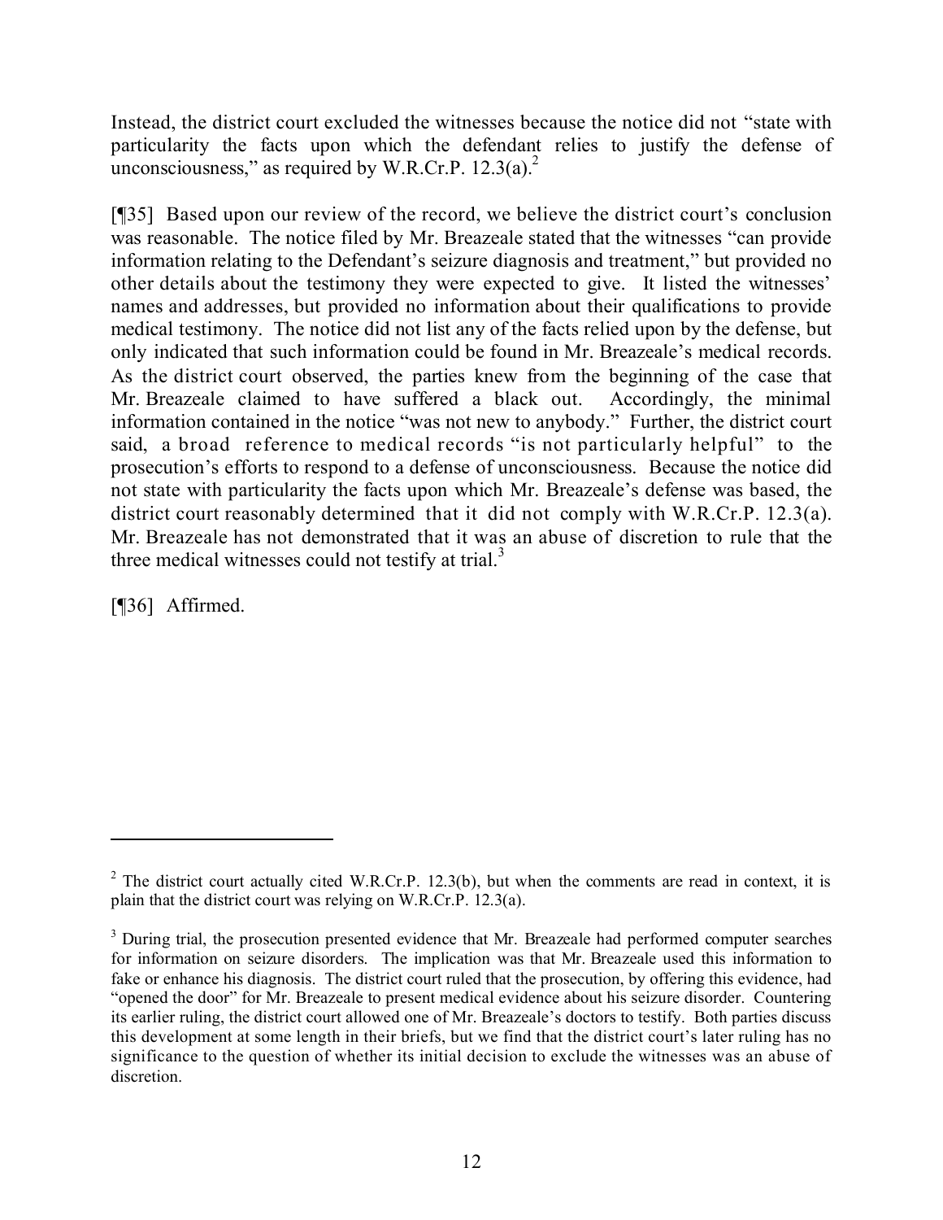Instead, the district court excluded the witnesses because the notice did not "state with particularity the facts upon which the defendant relies to justify the defense of unconsciousness," as required by W.R.Cr.P. 12.3(a).[2]

[¶35] Based upon our review of the record, we believe the district court's conclusion was reasonable. The notice filed by Mr. Breazeale stated that the witnesses "can provide information relating to the Defendant's seizure diagnosis and treatment," but provided no other details about the testimony they were expected to give. It listed the witnesses' names and addresses, but provided no information about their qualifications to provide medical testimony. The notice did not list any of the facts relied upon by the defense, but only indicated that such information could be found in Mr. Breazeale's medical records. As the district court observed, the parties knew from the beginning of the case that Mr. Breazeale claimed to have suffered a black out. Accordingly, the minimal information contained in the notice "was not new to anybody." Further, the district court said, a broad reference to medical records "is not particularly helpful" to the prosecution's efforts to respond to a defense of unconsciousness. Because the notice did not state with particularity the facts upon which Mr. Breazeale's defense was based, the district court reasonably determined that it did not comply with W.R.Cr.P. 12.3(a). Mr. Breazeale has not demonstrated that it was an abuse of discretion to rule that the three medical witnesses could not testify at trial.[3]

[¶36] Affirmed.

---

[2] The district court actually cited W.R.Cr.P. 12.3(b), but when the comments are read in context, it is plain that the district court was relying on W.R.Cr.P. 12.3(a).

[3] During trial, the prosecution presented evidence that Mr. Breazeale had performed computer searches for information on seizure disorders. The implication was that Mr. Breazeale used this information to fake or enhance his diagnosis. The district court ruled that the prosecution, by offering this evidence, had "opened the door" for Mr. Breazeale to present medical evidence about his seizure disorder. Countering its earlier ruling, the district court allowed one of Mr. Breazeale's doctors to testify. Both parties discuss this development at some length in their briefs, but we find that the district court's later ruling has no significance to the question of whether its initial decision to exclude the witnesses was an abuse of discretion.